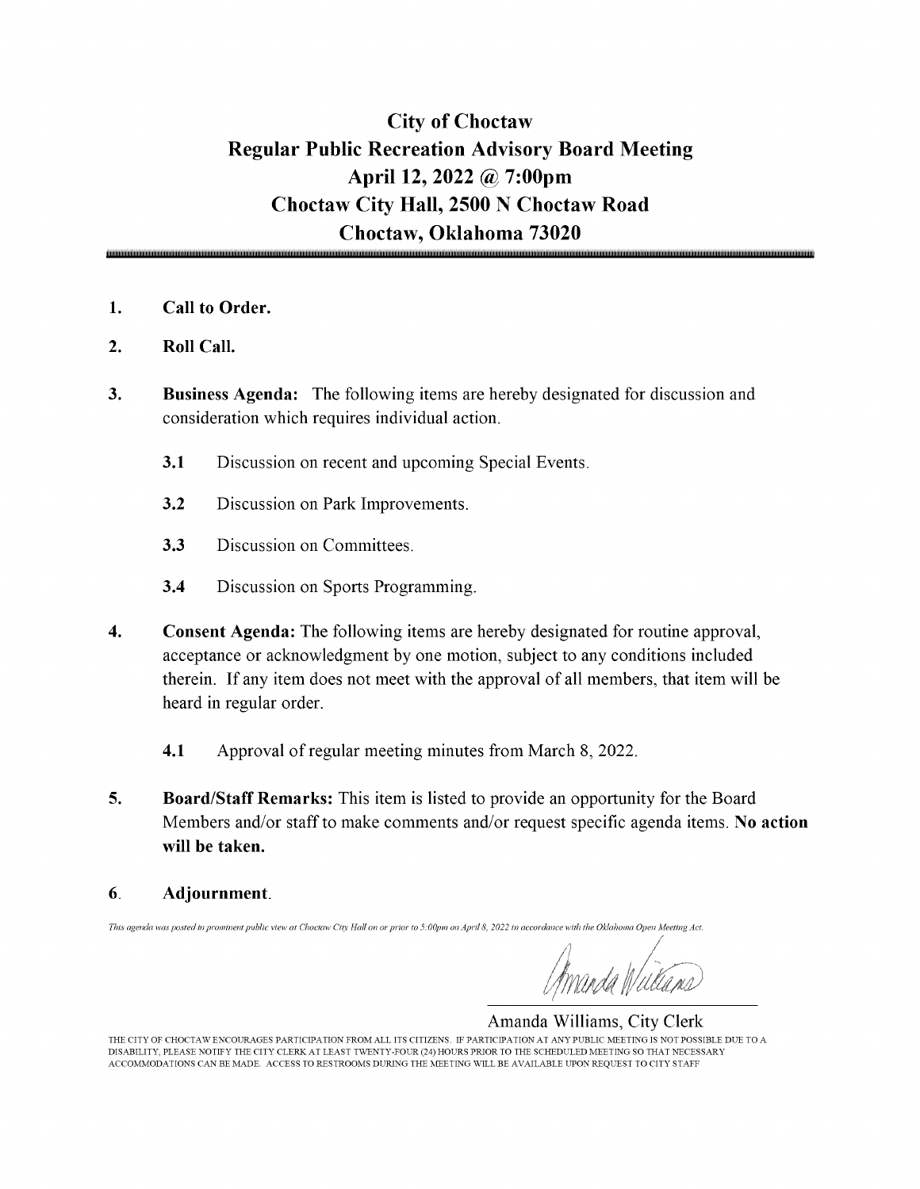# City of Choctaw
## Regular Public Recreation Advisory Board Meeting
## April 12, 2022 @ 7:00pm
## Choctaw City Hall, 2500 N Choctaw Road
## Choctaw, Oklahoma 73020

1. **Call to Order.**

2. **Roll Call.**

3. **Business Agenda:** The following items are hereby designated for discussion and consideration which requires individual action.

   **3.1** Discussion on recent and upcoming Special Events.

   **3.2** Discussion on Park Improvements.

   **3.3** Discussion on Committees.

   **3.4** Discussion on Sports Programming.

4. **Consent Agenda:** The following items are hereby designated for routine approval, acceptance or acknowledgment by one motion, subject to any conditions included therein. If any item does not meet with the approval of all members, that item will be heard in regular order.

   **4.1** Approval of regular meeting minutes from March 8, 2022.

5. **Board/Staff Remarks:** This item is listed to provide an opportunity for the Board Members and/or staff to make comments and/or request specific agenda items. **No action will be taken.**

6. **Adjournment.**

*This agenda was posted in prominent public view at Choctaw City Hall on or prior to 5:00pm on April 8, 2022 in accordance with the Oklahoma Open Meeting Act.*

Amanda Williams, City Clerk

THE CITY OF CHOCTAW ENCOURAGES PARTICIPATION FROM ALL ITS CITIZENS. IF PARTICIPATION AT ANY PUBLIC MEETING IS NOT POSSIBLE DUE TO A DISABILITY, PLEASE NOTIFY THE CITY CLERK AT LEAST TWENTY-FOUR (24) HOURS PRIOR TO THE SCHEDULED MEETING SO THAT NECESSARY ACCOMMODATIONS CAN BE MADE. ACCESS TO RESTROOMS DURING THE MEETING WILL BE AVAILABLE UPON REQUEST TO CITY STAFF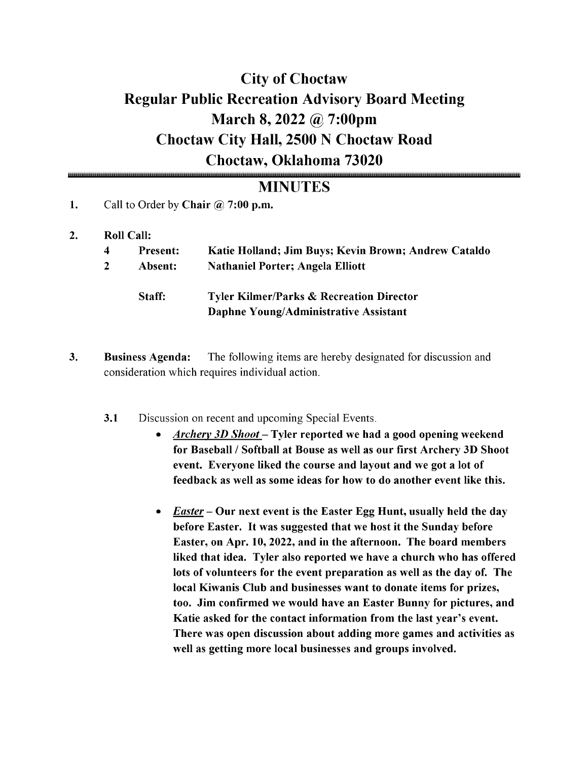# City of Choctaw
# Regular Public Recreation Advisory Board Meeting
# March 8, 2022 @ 7:00pm
# Choctaw City Hall, 2500 N Choctaw Road
# Choctaw, Oklahoma 73020

## MINUTES

1. Call to Order by **Chair @ 7:00 p.m.**

2. **Roll Call:**

| | | |
|---|---|---|
| **4** | **Present:** | **Katie Holland; Jim Buys; Kevin Brown; Andrew Cataldo** |
| **2** | **Absent:** | **Nathaniel Porter; Angela Elliott** |
| | **Staff:** | **Tyler Kilmer/Parks & Recreation Director** <br> **Daphne Young/Administrative Assistant** |

3. **Business Agenda:** The following items are hereby designated for discussion and consideration which requires individual action.

   **3.1** Discussion on recent and upcoming Special Events.

   - ***Archery 3D Shoot*** **– Tyler reported we had a good opening weekend for Baseball / Softball at Bouse as well as our first Archery 3D Shoot event. Everyone liked the course and layout and we got a lot of feedback as well as some ideas for how to do another event like this.**

   - ***Easter*** **– Our next event is the Easter Egg Hunt, usually held the day before Easter. It was suggested that we host it the Sunday before Easter, on Apr. 10, 2022, and in the afternoon. The board members liked that idea. Tyler also reported we have a church who has offered lots of volunteers for the event preparation as well as the day of. The local Kiwanis Club and businesses want to donate items for prizes, too. Jim confirmed we would have an Easter Bunny for pictures, and Katie asked for the contact information from the last year's event. There was open discussion about adding more games and activities as well as getting more local businesses and groups involved.**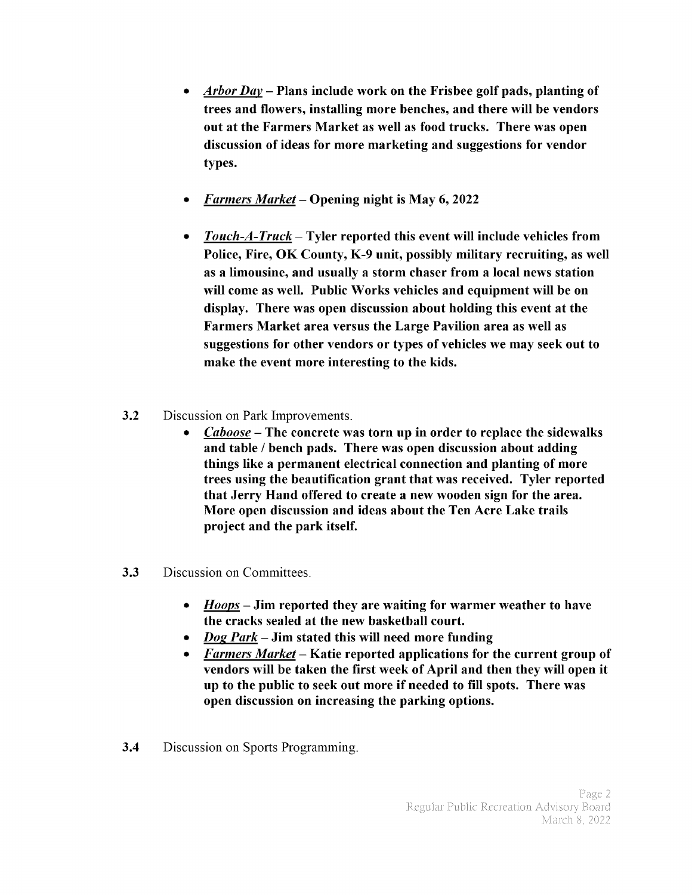- ***Arbor Day*** **– Plans include work on the Frisbee golf pads, planting of trees and flowers, installing more benches, and there will be vendors out at the Farmers Market as well as food trucks. There was open discussion of ideas for more marketing and suggestions for vendor types.**

- ***Farmers Market*** **– Opening night is May 6, 2022**

- ***Touch-A-Truck*** **– Tyler reported this event will include vehicles from Police, Fire, OK County, K-9 unit, possibly military recruiting, as well as a limousine, and usually a storm chaser from a local news station will come as well. Public Works vehicles and equipment will be on display. There was open discussion about holding this event at the Farmers Market area versus the Large Pavilion area as well as suggestions for other vendors or types of vehicles we may seek out to make the event more interesting to the kids.**

**3.2** Discussion on Park Improvements.

- ***Caboose*** **– The concrete was torn up in order to replace the sidewalks and table / bench pads. There was open discussion about adding things like a permanent electrical connection and planting of more trees using the beautification grant that was received. Tyler reported that Jerry Hand offered to create a new wooden sign for the area. More open discussion and ideas about the Ten Acre Lake trails project and the park itself.**

**3.3** Discussion on Committees.

- ***Hoops*** **– Jim reported they are waiting for warmer weather to have the cracks sealed at the new basketball court.**
- ***Dog Park*** **– Jim stated this will need more funding**
- ***Farmers Market*** **– Katie reported applications for the current group of vendors will be taken the first week of April and then they will open it up to the public to seek out more if needed to fill spots. There was open discussion on increasing the parking options.**

**3.4** Discussion on Sports Programming.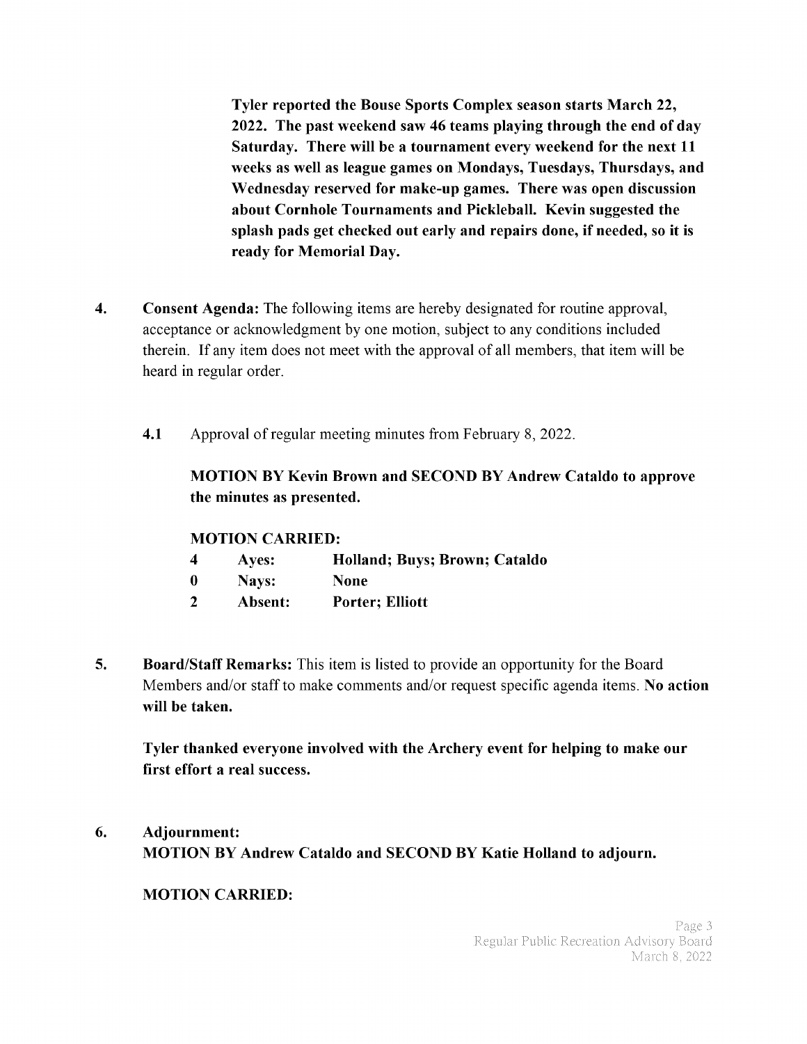**Tyler reported the Bouse Sports Complex season starts March 22, 2022. The past weekend saw 46 teams playing through the end of day Saturday. There will be a tournament every weekend for the next 11 weeks as well as league games on Mondays, Tuesdays, Thursdays, and Wednesday reserved for make-up games. There was open discussion about Cornhole Tournaments and Pickleball. Kevin suggested the splash pads get checked out early and repairs done, if needed, so it is ready for Memorial Day.**

4. **Consent Agenda:** The following items are hereby designated for routine approval, acceptance or acknowledgment by one motion, subject to any conditions included therein. If any item does not meet with the approval of all members, that item will be heard in regular order.

   **4.1** Approval of regular meeting minutes from February 8, 2022.

   **MOTION BY Kevin Brown and SECOND BY Andrew Cataldo to approve the minutes as presented.**

   **MOTION CARRIED:**

   | | | |
   |---|---|---|
   | **4** | **Ayes:** | **Holland; Buys; Brown; Cataldo** |
   | **0** | **Nays:** | **None** |
   | **2** | **Absent:** | **Porter; Elliott** |

5. **Board/Staff Remarks:** This item is listed to provide an opportunity for the Board Members and/or staff to make comments and/or request specific agenda items. **No action will be taken.**

   **Tyler thanked everyone involved with the Archery event for helping to make our first effort a real success.**

6. **Adjournment:**
   **MOTION BY Andrew Cataldo and SECOND BY Katie Holland to adjourn.**

   **MOTION CARRIED:**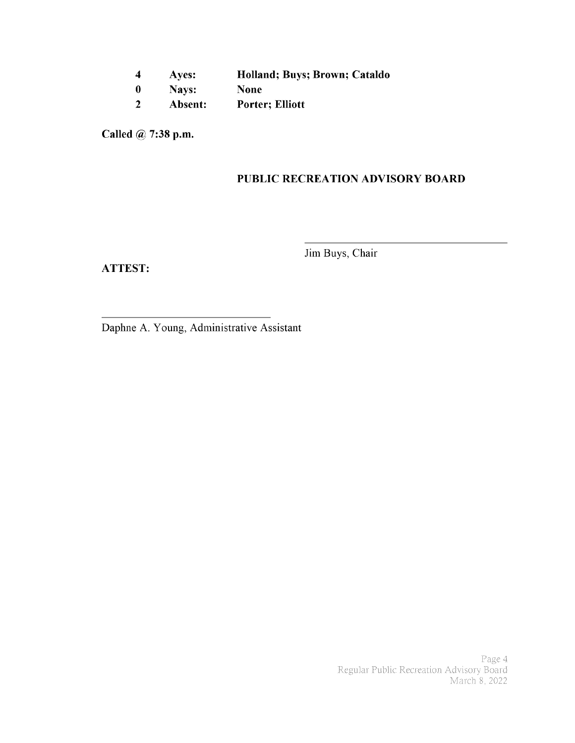| | | |
|---|---|---|
| **4** | **Ayes:** | **Holland; Buys; Brown; Cataldo** |
| **0** | **Nays:** | **None** |
| **2** | **Absent:** | **Porter; Elliott** |

**Called @ 7:38 p.m.**

**PUBLIC RECREATION ADVISORY BOARD**

______________________________
Jim Buys, Chair

**ATTEST:**

______________________________
Daphne A. Young, Administrative Assistant